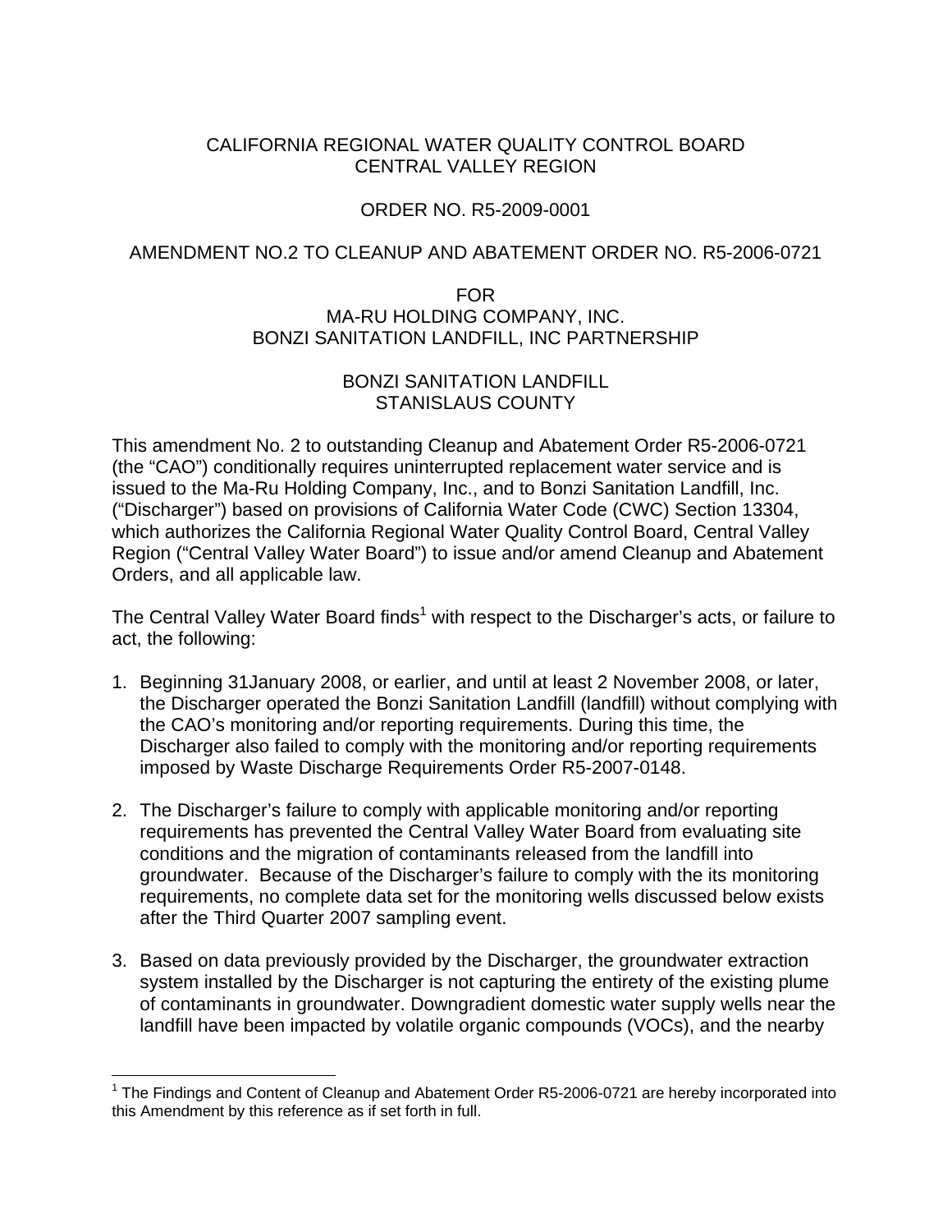CALIFORNIA REGIONAL WATER QUALITY CONTROL BOARD
CENTRAL VALLEY REGION

ORDER NO. R5-2009-0001

AMENDMENT NO.2 TO CLEANUP AND ABATEMENT ORDER NO. R5-2006-0721

FOR
MA-RU HOLDING COMPANY, INC.
BONZI SANITATION LANDFILL, INC PARTNERSHIP

BONZI SANITATION LANDFILL
STANISLAUS COUNTY

This amendment No. 2 to outstanding Cleanup and Abatement Order R5-2006-0721 (the "CAO") conditionally requires uninterrupted replacement water service and is issued to the Ma-Ru Holding Company, Inc., and to Bonzi Sanitation Landfill, Inc. ("Discharger") based on provisions of California Water Code (CWC) Section 13304, which authorizes the California Regional Water Quality Control Board, Central Valley Region ("Central Valley Water Board") to issue and/or amend Cleanup and Abatement Orders, and all applicable law.

The Central Valley Water Board finds[1] with respect to the Discharger's acts, or failure to act, the following:

1. Beginning 31January 2008, or earlier, and until at least 2 November 2008, or later, the Discharger operated the Bonzi Sanitation Landfill (landfill) without complying with the CAO's monitoring and/or reporting requirements. During this time, the Discharger also failed to comply with the monitoring and/or reporting requirements imposed by Waste Discharge Requirements Order R5-2007-0148.

2. The Discharger's failure to comply with applicable monitoring and/or reporting requirements has prevented the Central Valley Water Board from evaluating site conditions and the migration of contaminants released from the landfill into groundwater. Because of the Discharger's failure to comply with the its monitoring requirements, no complete data set for the monitoring wells discussed below exists after the Third Quarter 2007 sampling event.

3. Based on data previously provided by the Discharger, the groundwater extraction system installed by the Discharger is not capturing the entirety of the existing plume of contaminants in groundwater. Downgradient domestic water supply wells near the landfill have been impacted by volatile organic compounds (VOCs), and the nearby

[1] The Findings and Content of Cleanup and Abatement Order R5-2006-0721 are hereby incorporated into this Amendment by this reference as if set forth in full.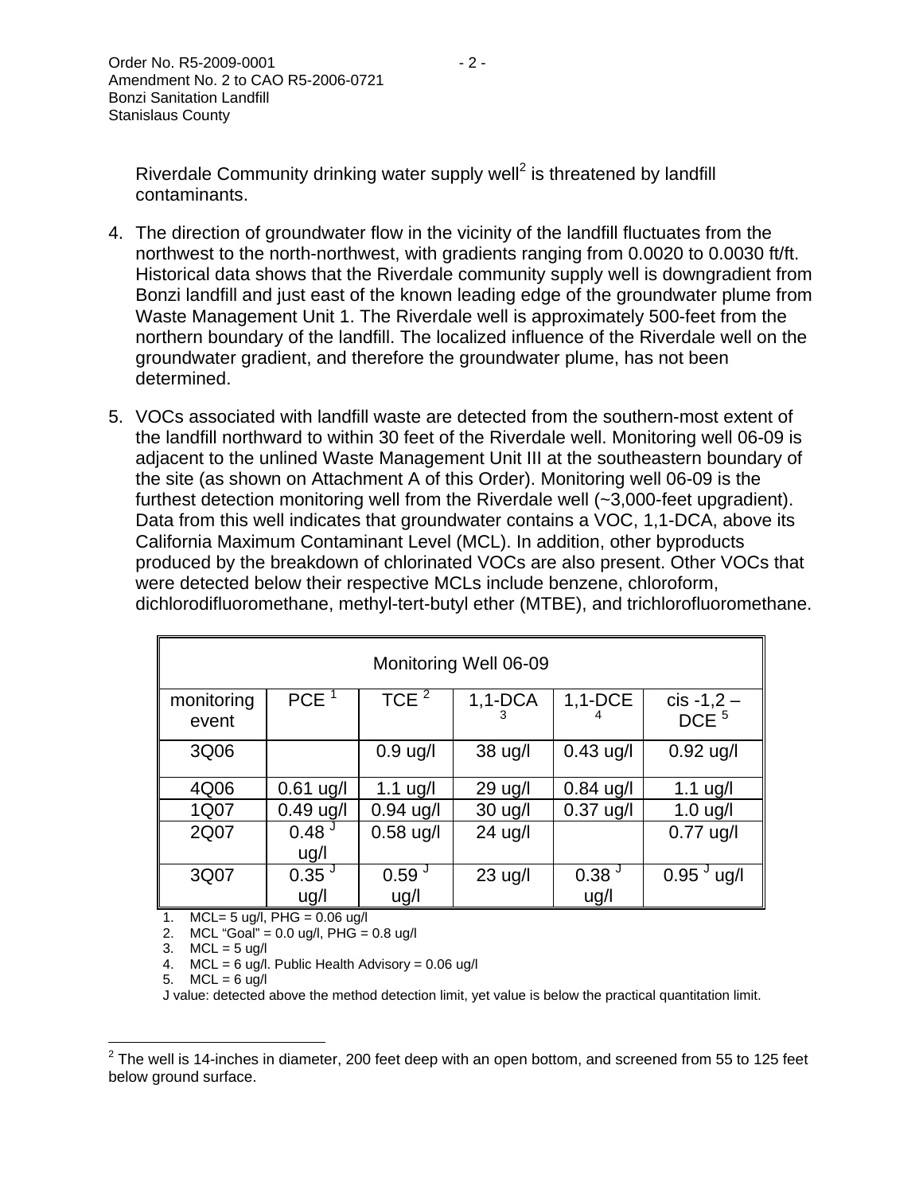Riverdale Community drinking water supply well[2] is threatened by landfill contaminants.

4. The direction of groundwater flow in the vicinity of the landfill fluctuates from the northwest to the north-northwest, with gradients ranging from 0.0020 to 0.0030 ft/ft. Historical data shows that the Riverdale community supply well is downgradient from Bonzi landfill and just east of the known leading edge of the groundwater plume from Waste Management Unit 1. The Riverdale well is approximately 500-feet from the northern boundary of the landfill. The localized influence of the Riverdale well on the groundwater gradient, and therefore the groundwater plume, has not been determined.

5. VOCs associated with landfill waste are detected from the southern-most extent of the landfill northward to within 30 feet of the Riverdale well. Monitoring well 06-09 is adjacent to the unlined Waste Management Unit III at the southeastern boundary of the site (as shown on Attachment A of this Order). Monitoring well 06-09 is the furthest detection monitoring well from the Riverdale well (~3,000-feet upgradient). Data from this well indicates that groundwater contains a VOC, 1,1-DCA, above its California Maximum Contaminant Level (MCL). In addition, other byproducts produced by the breakdown of chlorinated VOCs are also present. Other VOCs that were detected below their respective MCLs include benzene, chloroform, dichlorodifluoromethane, methyl-tert-butyl ether (MTBE), and trichlorofluoromethane.

| Monitoring Well 06-09 | | | | | |
|---|---|---|---|---|---|
| monitoring event | PCE [1] | TCE [2] | 1,1-DCA [3] | 1,1-DCE [4] | cis -1,2 – DCE [5] |
| 3Q06 | | 0.9 ug/l | 38 ug/l | 0.43 ug/l | 0.92 ug/l |
| 4Q06 | 0.61 ug/l | 1.1 ug/l | 29 ug/l | 0.84 ug/l | 1.1 ug/l |
| 1Q07 | 0.49 ug/l | 0.94 ug/l | 30 ug/l | 0.37 ug/l | 1.0 ug/l |
| 2Q07 | 0.48 [J] ug/l | 0.58 ug/l | 24 ug/l | | 0.77 ug/l |
| 3Q07 | 0.35 [J] ug/l | 0.59 [J] ug/l | 23 ug/l | 0.38 [J] ug/l | 0.95 [J] ug/l |

1. MCL= 5 ug/l, PHG = 0.06 ug/l
2. MCL "Goal" = 0.0 ug/l, PHG = 0.8 ug/l
3. MCL = 5 ug/l
4. MCL = 6 ug/l. Public Health Advisory = 0.06 ug/l
5. MCL = 6 ug/l

J value: detected above the method detection limit, yet value is below the practical quantitation limit.

[2] The well is 14-inches in diameter, 200 feet deep with an open bottom, and screened from 55 to 125 feet below ground surface.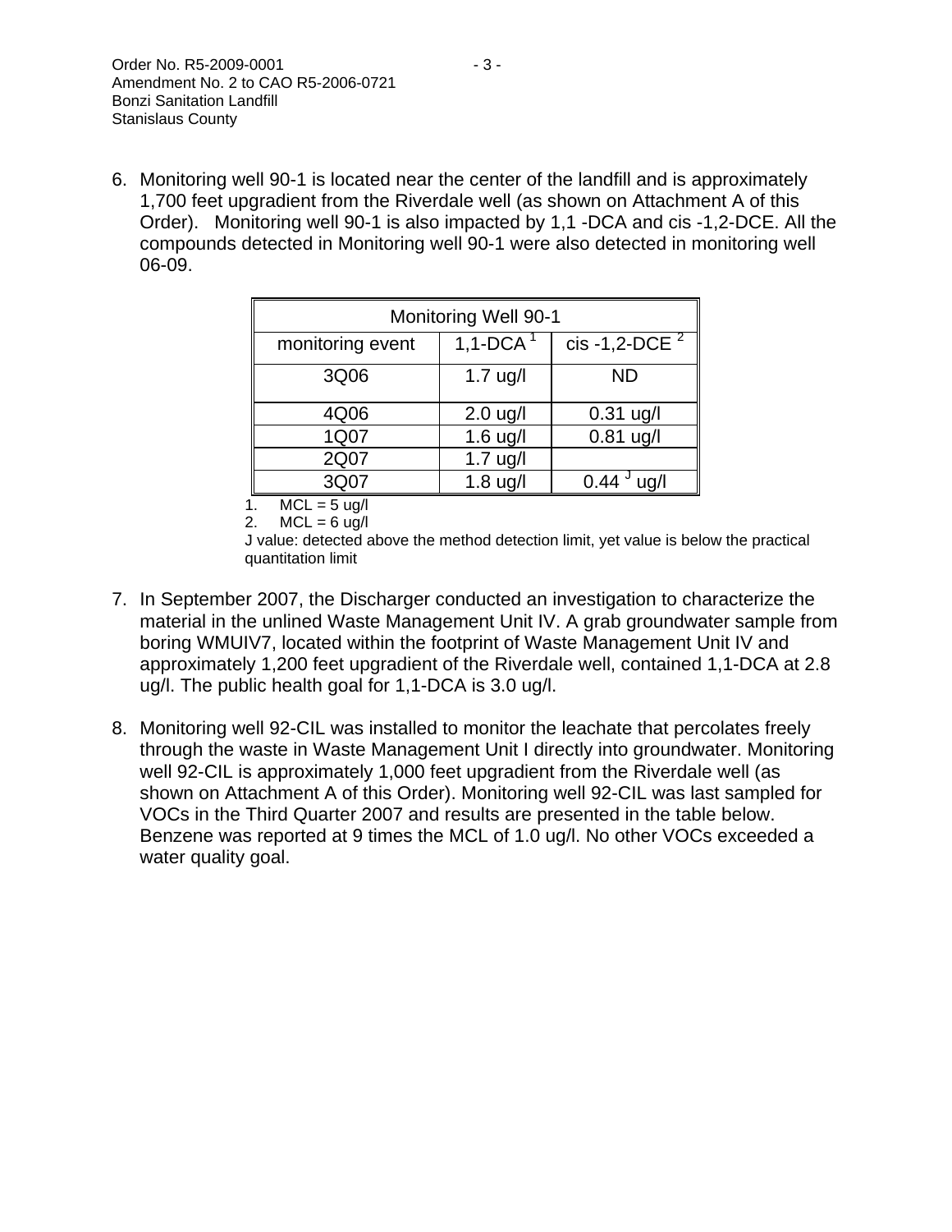6. Monitoring well 90-1 is located near the center of the landfill and is approximately 1,700 feet upgradient from the Riverdale well (as shown on Attachment A of this Order). Monitoring well 90-1 is also impacted by 1,1 -DCA and cis -1,2-DCE. All the compounds detected in Monitoring well 90-1 were also detected in monitoring well 06-09.

| Monitoring Well 90-1 | | |
|---|---|---|
| monitoring event | 1,1-DCA [1] | cis -1,2-DCE [2] |
| 3Q06 | 1.7 ug/l | ND |
| 4Q06 | 2.0 ug/l | 0.31 ug/l |
| 1Q07 | 1.6 ug/l | 0.81 ug/l |
| 2Q07 | 1.7 ug/l | |
| 3Q07 | 1.8 ug/l | 0.44 [J] ug/l |

1. MCL = 5 ug/l
2. MCL = 6 ug/l

J value: detected above the method detection limit, yet value is below the practical quantitation limit

7. In September 2007, the Discharger conducted an investigation to characterize the material in the unlined Waste Management Unit IV. A grab groundwater sample from boring WMUIV7, located within the footprint of Waste Management Unit IV and approximately 1,200 feet upgradient of the Riverdale well, contained 1,1-DCA at 2.8 ug/l. The public health goal for 1,1-DCA is 3.0 ug/l.

8. Monitoring well 92-CIL was installed to monitor the leachate that percolates freely through the waste in Waste Management Unit I directly into groundwater. Monitoring well 92-CIL is approximately 1,000 feet upgradient from the Riverdale well (as shown on Attachment A of this Order). Monitoring well 92-CIL was last sampled for VOCs in the Third Quarter 2007 and results are presented in the table below. Benzene was reported at 9 times the MCL of 1.0 ug/l. No other VOCs exceeded a water quality goal.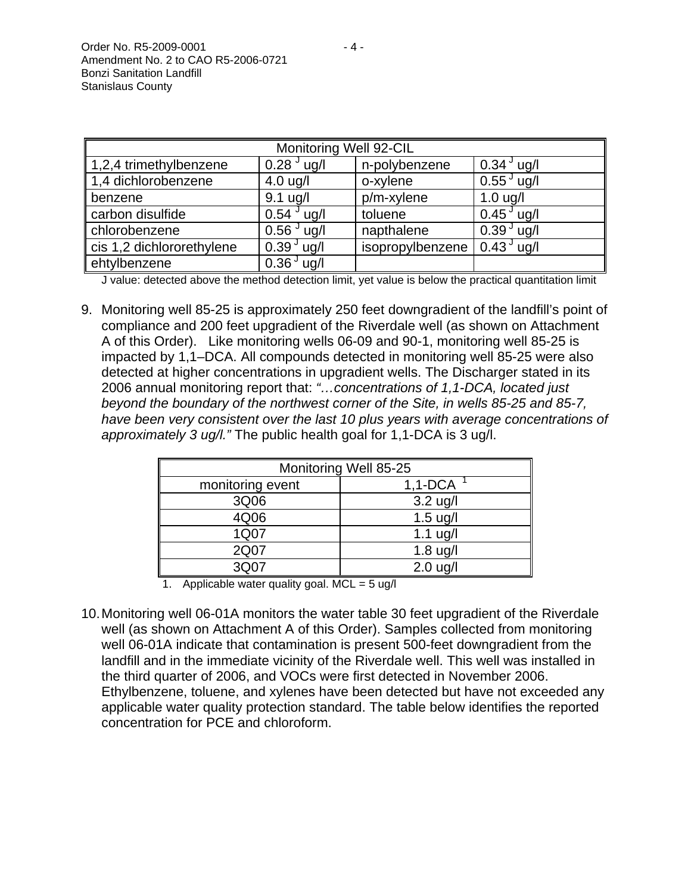| Monitoring Well 92-CIL | | | |
|---|---|---|---|
| 1,2,4 trimethylbenzene | 0.28 [J] ug/l | n-polybenzene | 0.34 [J] ug/l |
| 1,4 dichlorobenzene | 4.0 ug/l | o-xylene | 0.55 [J] ug/l |
| benzene | 9.1 ug/l | p/m-xylene | 1.0 ug/l |
| carbon disulfide | 0.54 [J] ug/l | toluene | 0.45 [J] ug/l |
| chlorobenzene | 0.56 [J] ug/l | napthalene | 0.39 [J] ug/l |
| cis 1,2 dichlororethylene | 0.39 [J] ug/l | isopropylbenzene | 0.43 [J] ug/l |
| ehtylbenzene | 0.36 [J] ug/l | | |

J value: detected above the method detection limit, yet value is below the practical quantitation limit

9. Monitoring well 85-25 is approximately 250 feet downgradient of the landfill's point of compliance and 200 feet upgradient of the Riverdale well (as shown on Attachment A of this Order). Like monitoring wells 06-09 and 90-1, monitoring well 85-25 is impacted by 1,1–DCA. All compounds detected in monitoring well 85-25 were also detected at higher concentrations in upgradient wells. The Discharger stated in its 2006 annual monitoring report that: *"…concentrations of 1,1-DCA, located just beyond the boundary of the northwest corner of the Site, in wells 85-25 and 85-7, have been very consistent over the last 10 plus years with average concentrations of approximately 3 ug/l."* The public health goal for 1,1-DCA is 3 ug/l.

| Monitoring Well 85-25 | |
|---|---|
| monitoring event | 1,1-DCA [1] |
| 3Q06 | 3.2 ug/l |
| 4Q06 | 1.5 ug/l |
| 1Q07 | 1.1 ug/l |
| 2Q07 | 1.8 ug/l |
| 3Q07 | 2.0 ug/l |

1. Applicable water quality goal. MCL = 5 ug/l

10. Monitoring well 06-01A monitors the water table 30 feet upgradient of the Riverdale well (as shown on Attachment A of this Order). Samples collected from monitoring well 06-01A indicate that contamination is present 500-feet downgradient from the landfill and in the immediate vicinity of the Riverdale well. This well was installed in the third quarter of 2006, and VOCs were first detected in November 2006. Ethylbenzene, toluene, and xylenes have been detected but have not exceeded any applicable water quality protection standard. The table below identifies the reported concentration for PCE and chloroform.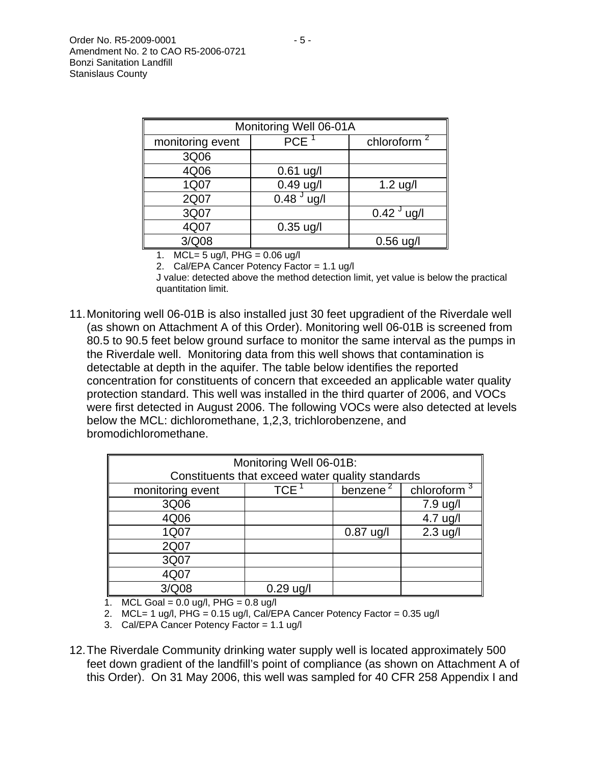| Monitoring Well 06-01A | | |
|---|---|---|
| monitoring event | PCE [1] | chloroform [2] |
| 3Q06 | | |
| 4Q06 | 0.61 ug/l | |
| 1Q07 | 0.49 ug/l | 1.2 ug/l |
| 2Q07 | 0.48 [J] ug/l | |
| 3Q07 | | 0.42 [J] ug/l |
| 4Q07 | 0.35 ug/l | |
| 3/Q08 | | 0.56 ug/l |

1. MCL= 5 ug/l, PHG = 0.06 ug/l
2. Cal/EPA Cancer Potency Factor = 1.1 ug/l

J value: detected above the method detection limit, yet value is below the practical quantitation limit.

11. Monitoring well 06-01B is also installed just 30 feet upgradient of the Riverdale well (as shown on Attachment A of this Order). Monitoring well 06-01B is screened from 80.5 to 90.5 feet below ground surface to monitor the same interval as the pumps in the Riverdale well. Monitoring data from this well shows that contamination is detectable at depth in the aquifer. The table below identifies the reported concentration for constituents of concern that exceeded an applicable water quality protection standard. This well was installed in the third quarter of 2006, and VOCs were first detected in August 2006. The following VOCs were also detected at levels below the MCL: dichloromethane, 1,2,3, trichlorobenzene, and bromodichloromethane.

| Monitoring Well 06-01B: Constituents that exceed water quality standards | | | |
|---|---|---|---|
| monitoring event | TCE [1] | benzene [2] | chloroform [3] |
| 3Q06 | | | 7.9 ug/l |
| 4Q06 | | | 4.7 ug/l |
| 1Q07 | | 0.87 ug/l | 2.3 ug/l |
| 2Q07 | | | |
| 3Q07 | | | |
| 4Q07 | | | |
| 3/Q08 | 0.29 ug/l | | |

1. MCL Goal = 0.0 ug/l, PHG = 0.8 ug/l
2. MCL= 1 ug/l, PHG = 0.15 ug/l, Cal/EPA Cancer Potency Factor = 0.35 ug/l
3. Cal/EPA Cancer Potency Factor = 1.1 ug/l

12. The Riverdale Community drinking water supply well is located approximately 500 feet down gradient of the landfill's point of compliance (as shown on Attachment A of this Order). On 31 May 2006, this well was sampled for 40 CFR 258 Appendix I and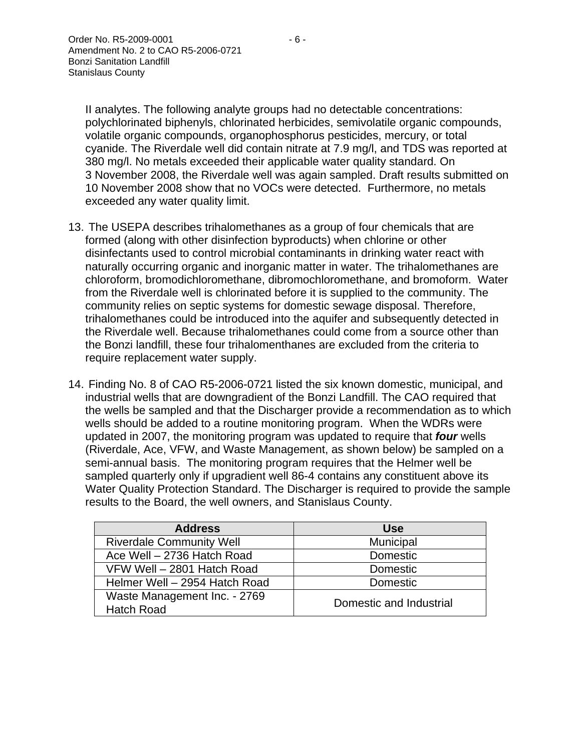II analytes. The following analyte groups had no detectable concentrations: polychlorinated biphenyls, chlorinated herbicides, semivolatile organic compounds, volatile organic compounds, organophosphorus pesticides, mercury, or total cyanide. The Riverdale well did contain nitrate at 7.9 mg/l, and TDS was reported at 380 mg/l. No metals exceeded their applicable water quality standard. On 3 November 2008, the Riverdale well was again sampled. Draft results submitted on 10 November 2008 show that no VOCs were detected. Furthermore, no metals exceeded any water quality limit.

13. The USEPA describes trihalomethanes as a group of four chemicals that are formed (along with other disinfection byproducts) when chlorine or other disinfectants used to control microbial contaminants in drinking water react with naturally occurring organic and inorganic matter in water. The trihalomethanes are chloroform, bromodichloromethane, dibromochloromethane, and bromoform. Water from the Riverdale well is chlorinated before it is supplied to the community. The community relies on septic systems for domestic sewage disposal. Therefore, trihalomethanes could be introduced into the aquifer and subsequently detected in the Riverdale well. Because trihalomethanes could come from a source other than the Bonzi landfill, these four trihalomenthanes are excluded from the criteria to require replacement water supply.

14. Finding No. 8 of CAO R5-2006-0721 listed the six known domestic, municipal, and industrial wells that are downgradient of the Bonzi Landfill. The CAO required that the wells be sampled and that the Discharger provide a recommendation as to which wells should be added to a routine monitoring program. When the WDRs were updated in 2007, the monitoring program was updated to require that ***four*** wells (Riverdale, Ace, VFW, and Waste Management, as shown below) be sampled on a semi-annual basis. The monitoring program requires that the Helmer well be sampled quarterly only if upgradient well 86-4 contains any constituent above its Water Quality Protection Standard. The Discharger is required to provide the sample results to the Board, the well owners, and Stanislaus County.

| Address | Use |
|---|---|
| Riverdale Community Well | Municipal |
| Ace Well – 2736 Hatch Road | Domestic |
| VFW Well – 2801 Hatch Road | Domestic |
| Helmer Well – 2954 Hatch Road | Domestic |
| Waste Management Inc. - 2769 Hatch Road | Domestic and Industrial |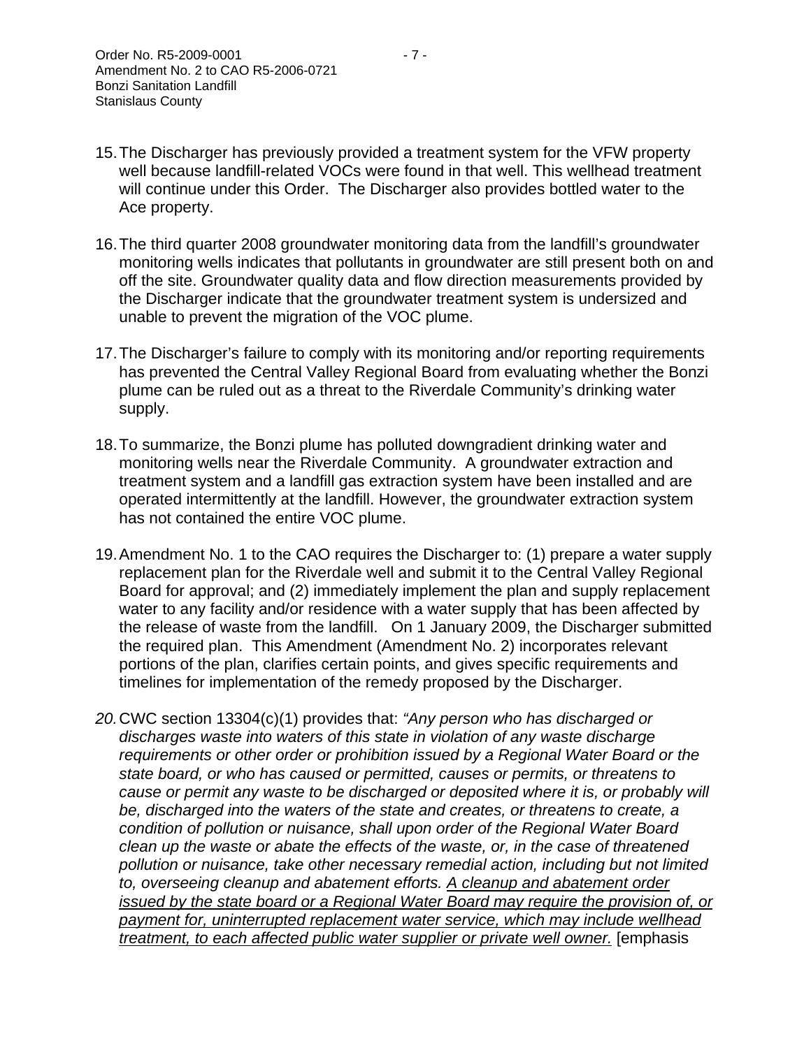15. The Discharger has previously provided a treatment system for the VFW property well because landfill-related VOCs were found in that well. This wellhead treatment will continue under this Order. The Discharger also provides bottled water to the Ace property.

16. The third quarter 2008 groundwater monitoring data from the landfill's groundwater monitoring wells indicates that pollutants in groundwater are still present both on and off the site. Groundwater quality data and flow direction measurements provided by the Discharger indicate that the groundwater treatment system is undersized and unable to prevent the migration of the VOC plume.

17. The Discharger's failure to comply with its monitoring and/or reporting requirements has prevented the Central Valley Regional Board from evaluating whether the Bonzi plume can be ruled out as a threat to the Riverdale Community's drinking water supply.

18. To summarize, the Bonzi plume has polluted downgradient drinking water and monitoring wells near the Riverdale Community. A groundwater extraction and treatment system and a landfill gas extraction system have been installed and are operated intermittently at the landfill. However, the groundwater extraction system has not contained the entire VOC plume.

19. Amendment No. 1 to the CAO requires the Discharger to: (1) prepare a water supply replacement plan for the Riverdale well and submit it to the Central Valley Regional Board for approval; and (2) immediately implement the plan and supply replacement water to any facility and/or residence with a water supply that has been affected by the release of waste from the landfill. On 1 January 2009, the Discharger submitted the required plan. This Amendment (Amendment No. 2) incorporates relevant portions of the plan, clarifies certain points, and gives specific requirements and timelines for implementation of the remedy proposed by the Discharger.

*20.* CWC section 13304(c)(1) provides that: *"Any person who has discharged or discharges waste into waters of this state in violation of any waste discharge requirements or other order or prohibition issued by a Regional Water Board or the state board, or who has caused or permitted, causes or permits, or threatens to cause or permit any waste to be discharged or deposited where it is, or probably will be, discharged into the waters of the state and creates, or threatens to create, a condition of pollution or nuisance, shall upon order of the Regional Water Board clean up the waste or abate the effects of the waste, or, in the case of threatened pollution or nuisance, take other necessary remedial action, including but not limited to, overseeing cleanup and abatement efforts. <u>A cleanup and abatement order issued by the state board or a Regional Water Board may require the provision of, or payment for, uninterrupted replacement water service, which may include wellhead treatment, to each affected public water supplier or private well owner.</u>* [emphasis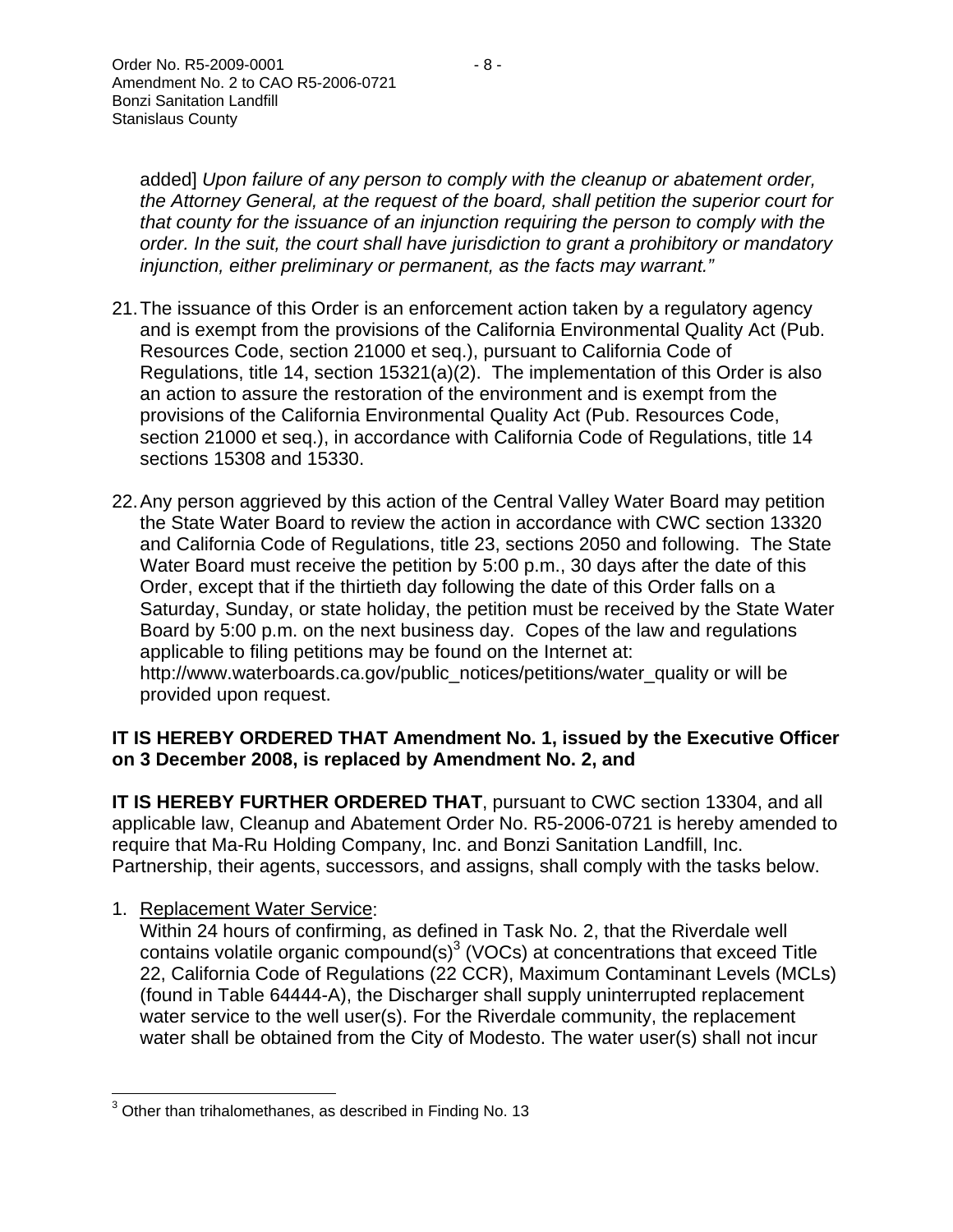added] *Upon failure of any person to comply with the cleanup or abatement order, the Attorney General, at the request of the board, shall petition the superior court for that county for the issuance of an injunction requiring the person to comply with the order. In the suit, the court shall have jurisdiction to grant a prohibitory or mandatory injunction, either preliminary or permanent, as the facts may warrant."*

21. The issuance of this Order is an enforcement action taken by a regulatory agency and is exempt from the provisions of the California Environmental Quality Act (Pub. Resources Code, section 21000 et seq.), pursuant to California Code of Regulations, title 14, section 15321(a)(2). The implementation of this Order is also an action to assure the restoration of the environment and is exempt from the provisions of the California Environmental Quality Act (Pub. Resources Code, section 21000 et seq.), in accordance with California Code of Regulations, title 14 sections 15308 and 15330.

22. Any person aggrieved by this action of the Central Valley Water Board may petition the State Water Board to review the action in accordance with CWC section 13320 and California Code of Regulations, title 23, sections 2050 and following. The State Water Board must receive the petition by 5:00 p.m., 30 days after the date of this Order, except that if the thirtieth day following the date of this Order falls on a Saturday, Sunday, or state holiday, the petition must be received by the State Water Board by 5:00 p.m. on the next business day. Copes of the law and regulations applicable to filing petitions may be found on the Internet at: http://www.waterboards.ca.gov/public_notices/petitions/water_quality or will be provided upon request.

**IT IS HEREBY ORDERED THAT Amendment No. 1, issued by the Executive Officer on 3 December 2008, is replaced by Amendment No. 2, and**

**IT IS HEREBY FURTHER ORDERED THAT**, pursuant to CWC section 13304, and all applicable law, Cleanup and Abatement Order No. R5-2006-0721 is hereby amended to require that Ma-Ru Holding Company, Inc. and Bonzi Sanitation Landfill, Inc. Partnership, their agents, successors, and assigns, shall comply with the tasks below.

1. Replacement Water Service:
   Within 24 hours of confirming, as defined in Task No. 2, that the Riverdale well contains volatile organic compound(s)[3] (VOCs) at concentrations that exceed Title 22, California Code of Regulations (22 CCR), Maximum Contaminant Levels (MCLs) (found in Table 64444-A), the Discharger shall supply uninterrupted replacement water service to the well user(s). For the Riverdale community, the replacement water shall be obtained from the City of Modesto. The water user(s) shall not incur

[3] Other than trihalomethanes, as described in Finding No. 13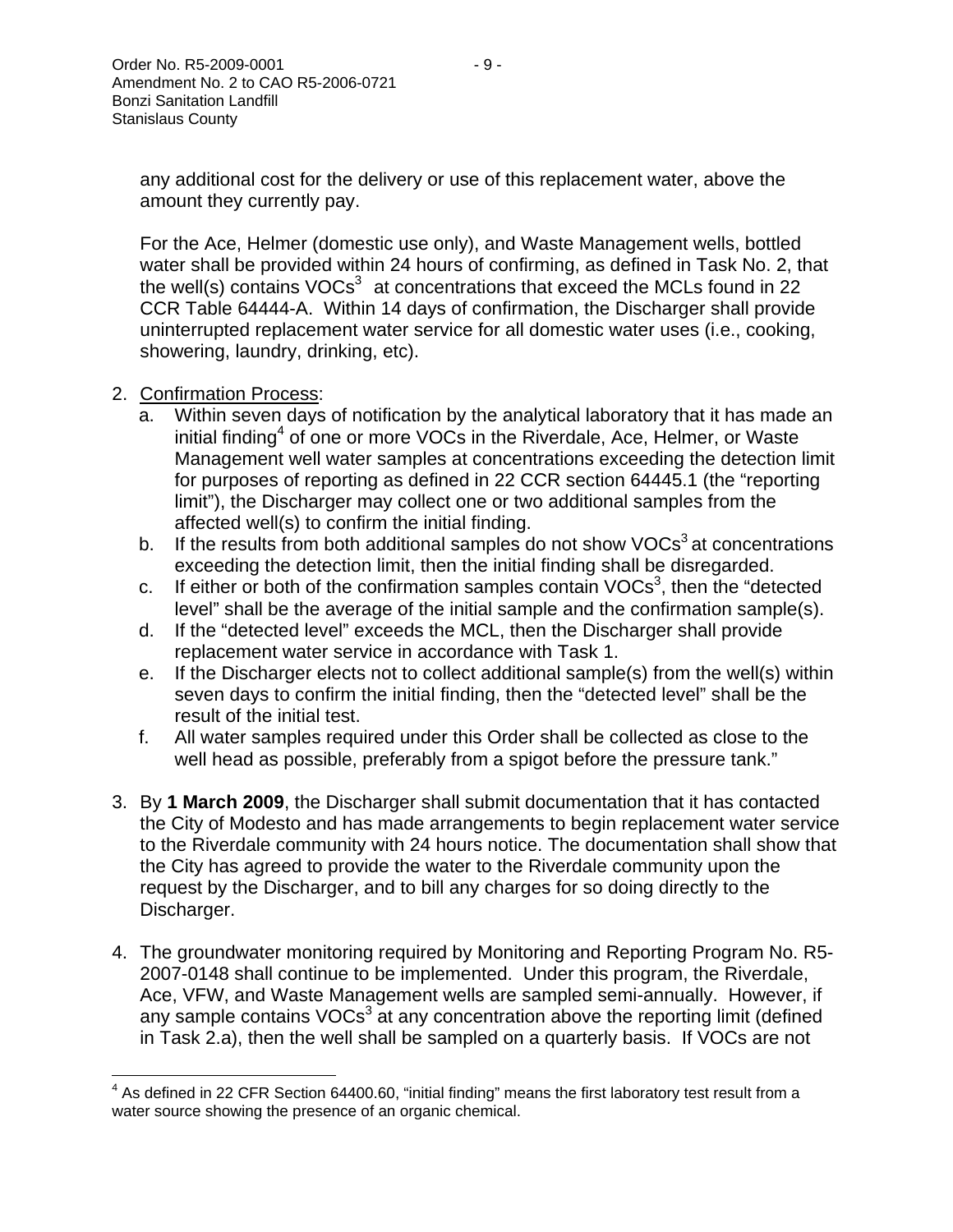any additional cost for the delivery or use of this replacement water, above the amount they currently pay.

For the Ace, Helmer (domestic use only), and Waste Management wells, bottled water shall be provided within 24 hours of confirming, as defined in Task No. 2, that the well(s) contains VOCs[3] at concentrations that exceed the MCLs found in 22 CCR Table 64444-A. Within 14 days of confirmation, the Discharger shall provide uninterrupted replacement water service for all domestic water uses (i.e., cooking, showering, laundry, drinking, etc).

2. Confirmation Process:
   a. Within seven days of notification by the analytical laboratory that it has made an initial finding[4] of one or more VOCs in the Riverdale, Ace, Helmer, or Waste Management well water samples at concentrations exceeding the detection limit for purposes of reporting as defined in 22 CCR section 64445.1 (the "reporting limit"), the Discharger may collect one or two additional samples from the affected well(s) to confirm the initial finding.
   b. If the results from both additional samples do not show VOCs[3] at concentrations exceeding the detection limit, then the initial finding shall be disregarded.
   c. If either or both of the confirmation samples contain VOCs[3], then the "detected level" shall be the average of the initial sample and the confirmation sample(s).
   d. If the "detected level" exceeds the MCL, then the Discharger shall provide replacement water service in accordance with Task 1.
   e. If the Discharger elects not to collect additional sample(s) from the well(s) within seven days to confirm the initial finding, then the "detected level" shall be the result of the initial test.
   f. All water samples required under this Order shall be collected as close to the well head as possible, preferably from a spigot before the pressure tank."

3. By **1 March 2009**, the Discharger shall submit documentation that it has contacted the City of Modesto and has made arrangements to begin replacement water service to the Riverdale community with 24 hours notice. The documentation shall show that the City has agreed to provide the water to the Riverdale community upon the request by the Discharger, and to bill any charges for so doing directly to the Discharger.

4. The groundwater monitoring required by Monitoring and Reporting Program No. R5-2007-0148 shall continue to be implemented. Under this program, the Riverdale, Ace, VFW, and Waste Management wells are sampled semi-annually. However, if any sample contains VOCs[3] at any concentration above the reporting limit (defined in Task 2.a), then the well shall be sampled on a quarterly basis. If VOCs are not

[4] As defined in 22 CFR Section 64400.60, "initial finding" means the first laboratory test result from a water source showing the presence of an organic chemical.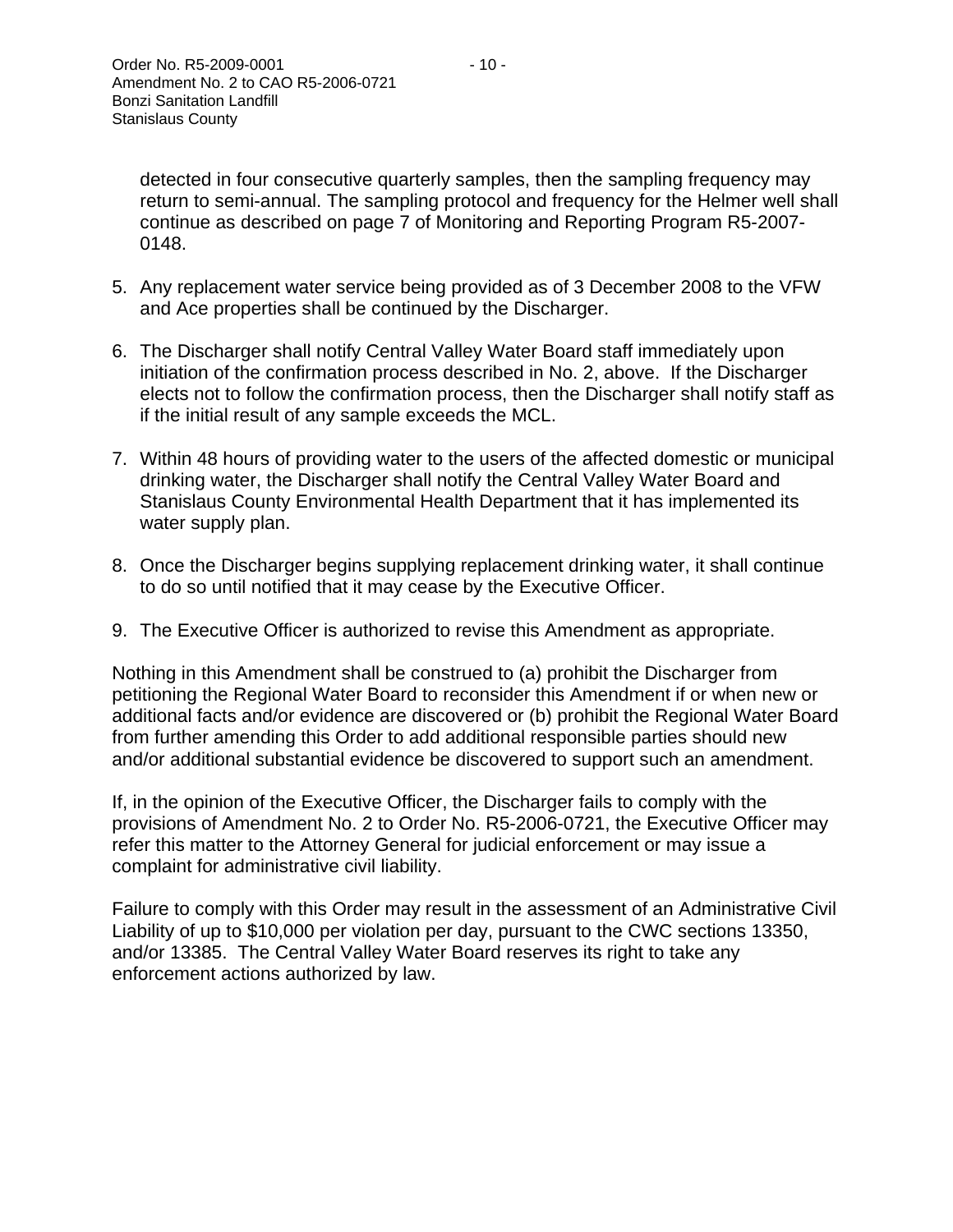detected in four consecutive quarterly samples, then the sampling frequency may return to semi-annual. The sampling protocol and frequency for the Helmer well shall continue as described on page 7 of Monitoring and Reporting Program R5-2007-0148.

5. Any replacement water service being provided as of 3 December 2008 to the VFW and Ace properties shall be continued by the Discharger.

6. The Discharger shall notify Central Valley Water Board staff immediately upon initiation of the confirmation process described in No. 2, above. If the Discharger elects not to follow the confirmation process, then the Discharger shall notify staff as if the initial result of any sample exceeds the MCL.

7. Within 48 hours of providing water to the users of the affected domestic or municipal drinking water, the Discharger shall notify the Central Valley Water Board and Stanislaus County Environmental Health Department that it has implemented its water supply plan.

8. Once the Discharger begins supplying replacement drinking water, it shall continue to do so until notified that it may cease by the Executive Officer.

9. The Executive Officer is authorized to revise this Amendment as appropriate.

Nothing in this Amendment shall be construed to (a) prohibit the Discharger from petitioning the Regional Water Board to reconsider this Amendment if or when new or additional facts and/or evidence are discovered or (b) prohibit the Regional Water Board from further amending this Order to add additional responsible parties should new and/or additional substantial evidence be discovered to support such an amendment.

If, in the opinion of the Executive Officer, the Discharger fails to comply with the provisions of Amendment No. 2 to Order No. R5-2006-0721, the Executive Officer may refer this matter to the Attorney General for judicial enforcement or may issue a complaint for administrative civil liability.

Failure to comply with this Order may result in the assessment of an Administrative Civil Liability of up to $10,000 per violation per day, pursuant to the CWC sections 13350, and/or 13385. The Central Valley Water Board reserves its right to take any enforcement actions authorized by law.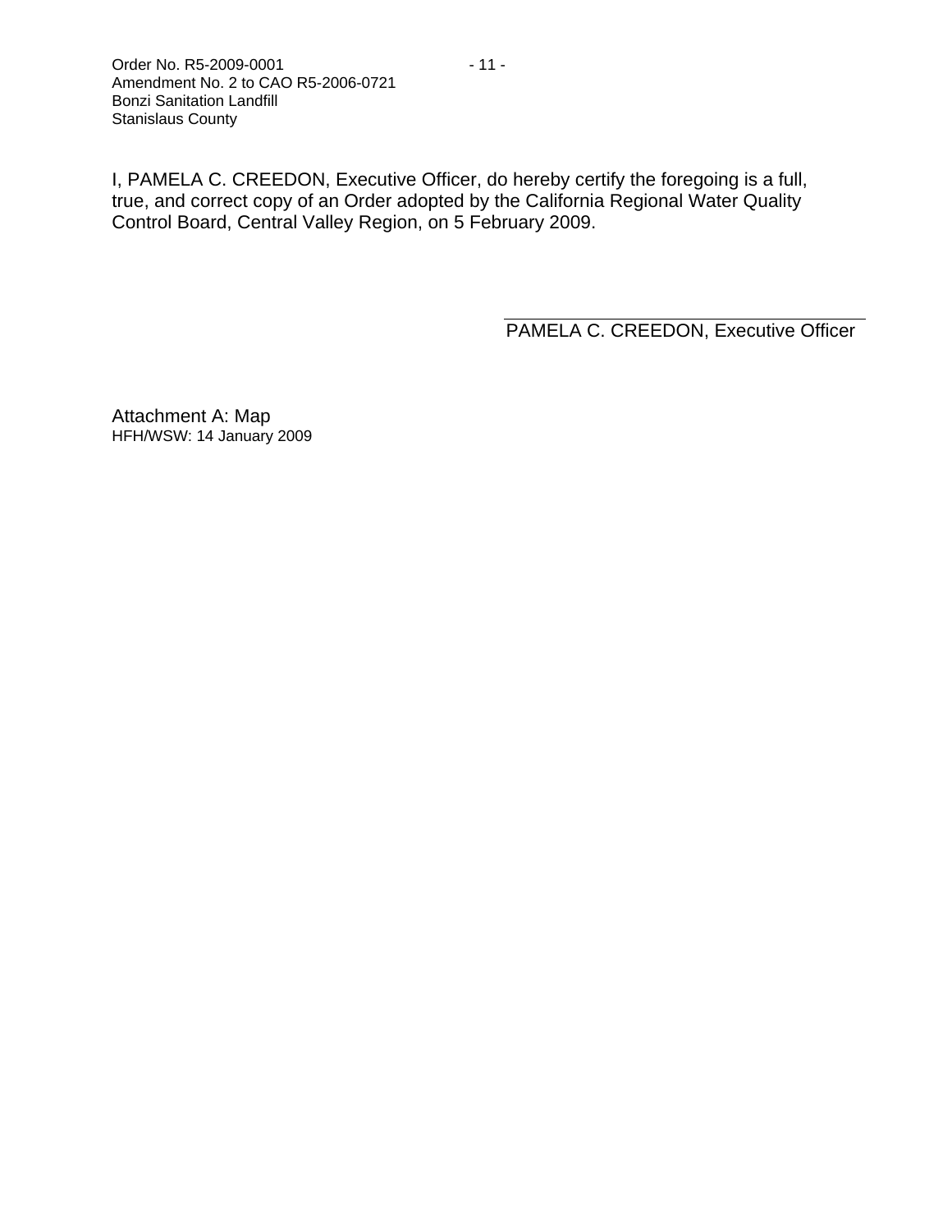I, PAMELA C. CREEDON, Executive Officer, do hereby certify the foregoing is a full, true, and correct copy of an Order adopted by the California Regional Water Quality Control Board, Central Valley Region, on 5 February 2009.

PAMELA C. CREEDON, Executive Officer

Attachment A: Map
HFH/WSW: 14 January 2009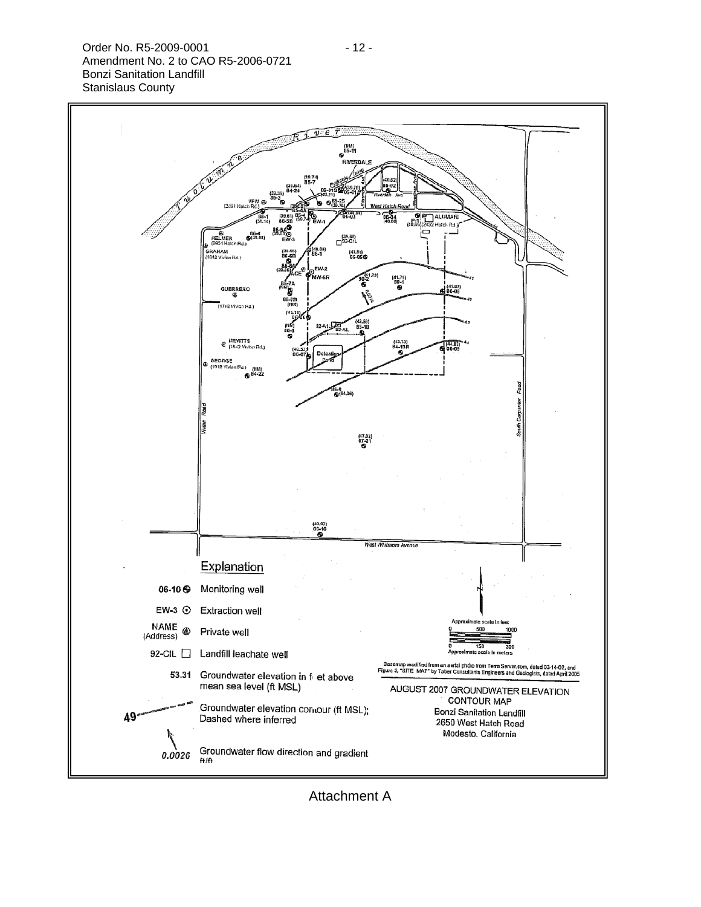Tuolumne River

RIVERDALE

Riverdale Drive

Riverdale Ave.

West Hatch Road

(2801 Hatch Rd.)

ALUMARI

(2432 Hatch Rd.)

HELMER

(2654 Hatch Rd.)

GRAHAM

(1642 Vivian Rd.)

GUERRERO

(1712 Vivian Rd.)

HEWITTS

(1842 Vivian Rd.)

GEORGE

(1918 Vivian Rd.)

Detention Pond

Vivian Road

South Carpenter Road

West Whitmore Avenue

Explanation

06-10 Monitoring well

EW-3 Extraction well

NAME (Address) Private well

92-CIL Landfill leachate well

53.31 Groundwater elevation in feet above mean sea level (ft MSL)

49 Groundwater elevation contour (ft MSL); Dashed where inferred

0.0026 Groundwater flow direction and gradient ft/ft

Approximate scale in feet

0 500 1000

0 150 300

Approximate scale in meters

Basemap modified from an aerial photo from Terra Server.com, dated 03-14-02, and Figure 3, "SITE MAP" by Taber Consultants Engineers and Geologists, dated April 2005

AUGUST 2007 GROUNDWATER ELEVATION CONTOUR MAP

Bonzi Sanitation Landfill

2650 West Hatch Road

Modesto, California

Attachment A